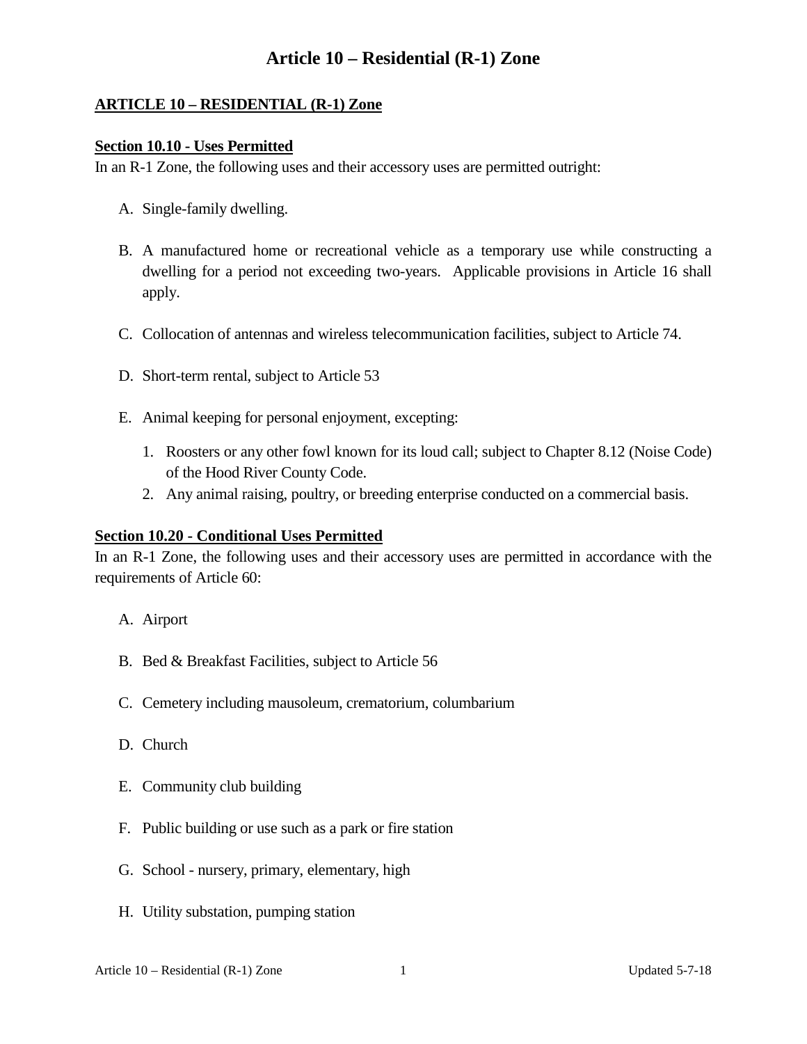# Article 10 – Residential (R-1) Zone

## ARTICLE 10 – RESIDENTIAL (R-1) Zone

### Section 10.10 - Uses Permitted

In an R-1 Zone, the following uses and their accessory uses are permitted outright:

A. Single-family dwelling.

B. A manufactured home or recreational vehicle as a temporary use while constructing a dwelling for a period not exceeding two-years. Applicable provisions in Article 16 shall apply.

C. Collocation of antennas and wireless telecommunication facilities, subject to Article 74.

D. Short-term rental, subject to Article 53

E. Animal keeping for personal enjoyment, excepting:

   1. Roosters or any other fowl known for its loud call; subject to Chapter 8.12 (Noise Code) of the Hood River County Code.
   2. Any animal raising, poultry, or breeding enterprise conducted on a commercial basis.

### Section 10.20 - Conditional Uses Permitted

In an R-1 Zone, the following uses and their accessory uses are permitted in accordance with the requirements of Article 60:

A. Airport

B. Bed & Breakfast Facilities, subject to Article 56

C. Cemetery including mausoleum, crematorium, columbarium

D. Church

E. Community club building

F. Public building or use such as a park or fire station

G. School - nursery, primary, elementary, high

H. Utility substation, pumping station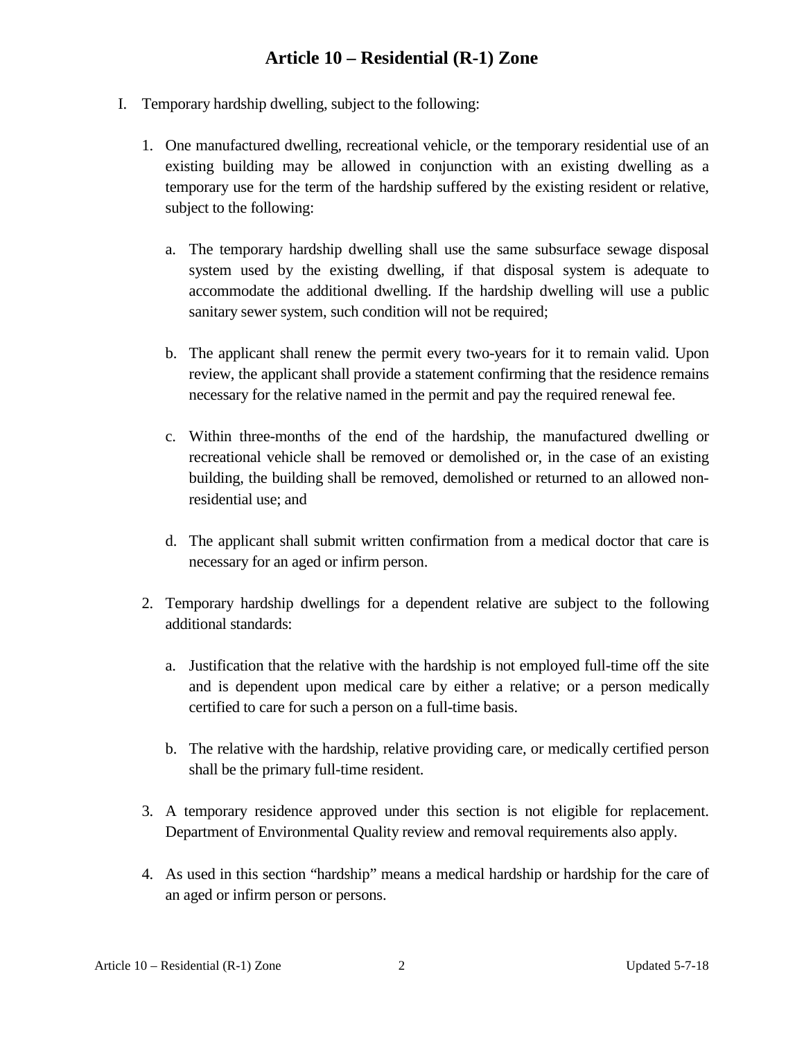# Article 10 – Residential (R-1) Zone

I. Temporary hardship dwelling, subject to the following:

   1. One manufactured dwelling, recreational vehicle, or the temporary residential use of an existing building may be allowed in conjunction with an existing dwelling as a temporary use for the term of the hardship suffered by the existing resident or relative, subject to the following:

      a. The temporary hardship dwelling shall use the same subsurface sewage disposal system used by the existing dwelling, if that disposal system is adequate to accommodate the additional dwelling. If the hardship dwelling will use a public sanitary sewer system, such condition will not be required;

      b. The applicant shall renew the permit every two-years for it to remain valid. Upon review, the applicant shall provide a statement confirming that the residence remains necessary for the relative named in the permit and pay the required renewal fee.

      c. Within three-months of the end of the hardship, the manufactured dwelling or recreational vehicle shall be removed or demolished or, in the case of an existing building, the building shall be removed, demolished or returned to an allowed non-residential use; and

      d. The applicant shall submit written confirmation from a medical doctor that care is necessary for an aged or infirm person.

   2. Temporary hardship dwellings for a dependent relative are subject to the following additional standards:

      a. Justification that the relative with the hardship is not employed full-time off the site and is dependent upon medical care by either a relative; or a person medically certified to care for such a person on a full-time basis.

      b. The relative with the hardship, relative providing care, or medically certified person shall be the primary full-time resident.

   3. A temporary residence approved under this section is not eligible for replacement. Department of Environmental Quality review and removal requirements also apply.

   4. As used in this section "hardship" means a medical hardship or hardship for the care of an aged or infirm person or persons.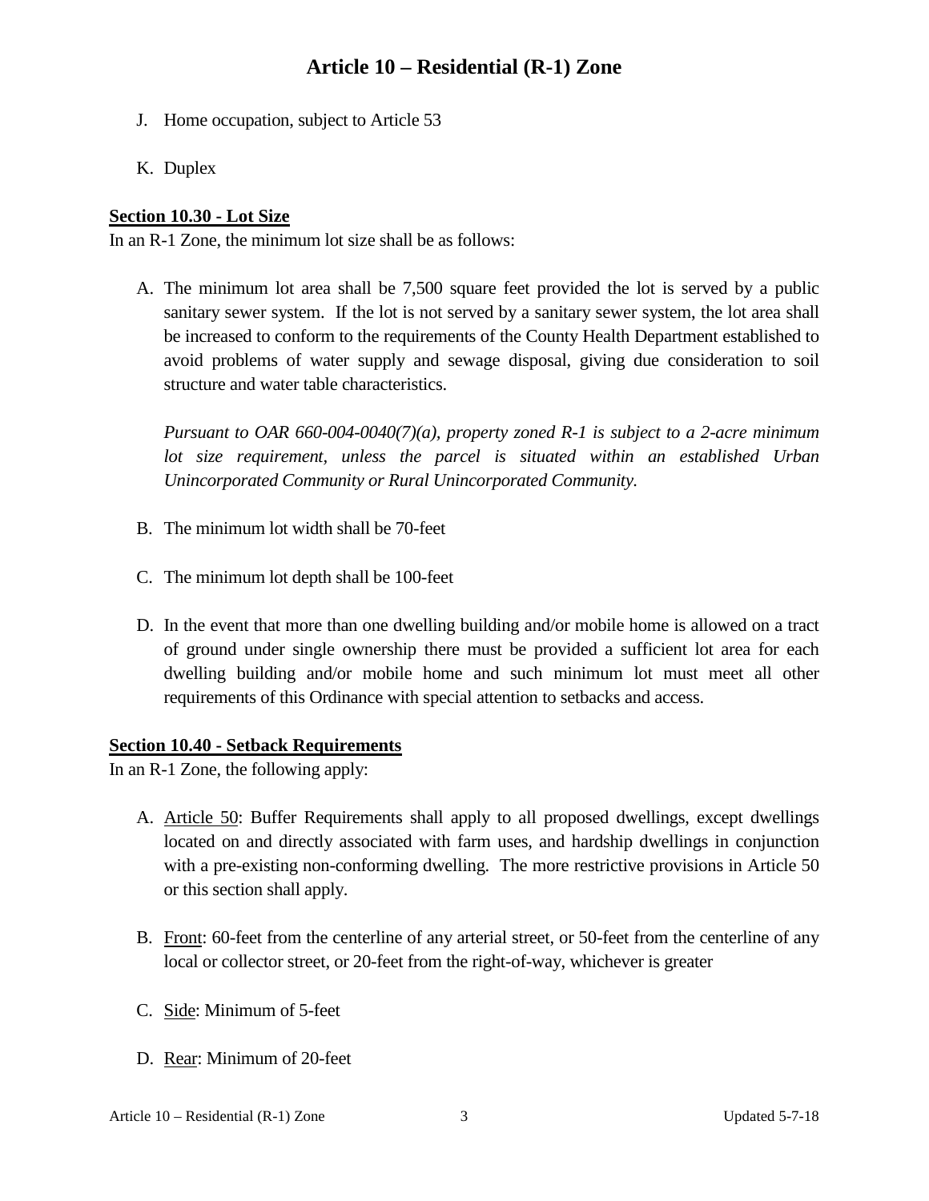J. Home occupation, subject to Article 53

K. Duplex

**Section 10.30 - Lot Size**

In an R-1 Zone, the minimum lot size shall be as follows:

A. The minimum lot area shall be 7,500 square feet provided the lot is served by a public sanitary sewer system. If the lot is not served by a sanitary sewer system, the lot area shall be increased to conform to the requirements of the County Health Department established to avoid problems of water supply and sewage disposal, giving due consideration to soil structure and water table characteristics.

   *Pursuant to OAR 660-004-0040(7)(a), property zoned R-1 is subject to a 2-acre minimum lot size requirement, unless the parcel is situated within an established Urban Unincorporated Community or Rural Unincorporated Community.*

B. The minimum lot width shall be 70-feet

C. The minimum lot depth shall be 100-feet

D. In the event that more than one dwelling building and/or mobile home is allowed on a tract of ground under single ownership there must be provided a sufficient lot area for each dwelling building and/or mobile home and such minimum lot must meet all other requirements of this Ordinance with special attention to setbacks and access.

**Section 10.40 - Setback Requirements**

In an R-1 Zone, the following apply:

A. Article 50: Buffer Requirements shall apply to all proposed dwellings, except dwellings located on and directly associated with farm uses, and hardship dwellings in conjunction with a pre-existing non-conforming dwelling. The more restrictive provisions in Article 50 or this section shall apply.

B. Front: 60-feet from the centerline of any arterial street, or 50-feet from the centerline of any local or collector street, or 20-feet from the right-of-way, whichever is greater

C. Side: Minimum of 5-feet

D. Rear: Minimum of 20-feet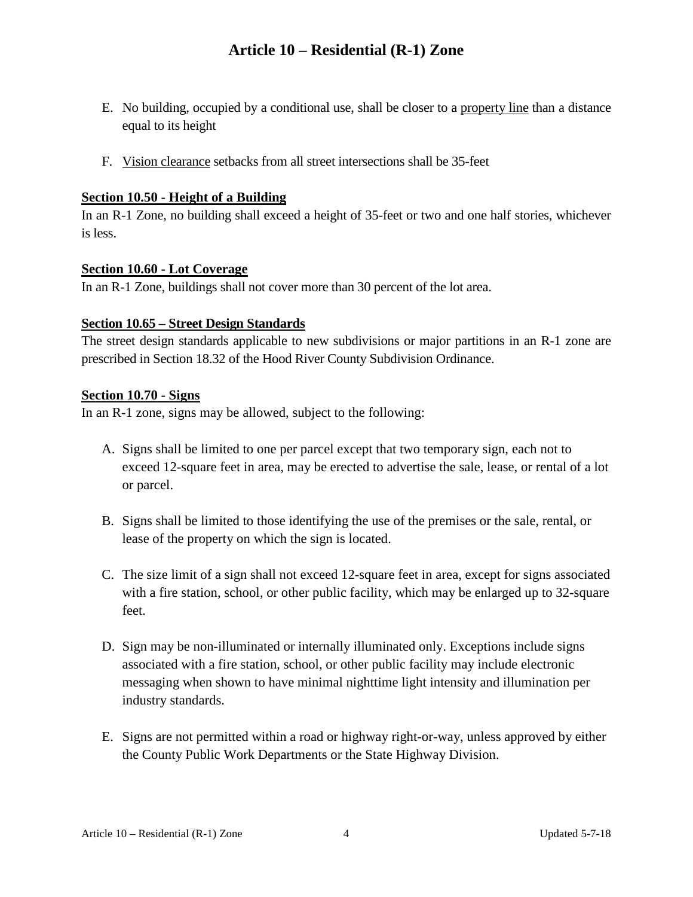E. No building, occupied by a conditional use, shall be closer to a property line than a distance equal to its height

F. Vision clearance setbacks from all street intersections shall be 35-feet

**Section 10.50 - Height of a Building**

In an R-1 Zone, no building shall exceed a height of 35-feet or two and one half stories, whichever is less.

**Section 10.60 - Lot Coverage**

In an R-1 Zone, buildings shall not cover more than 30 percent of the lot area.

**Section 10.65 – Street Design Standards**

The street design standards applicable to new subdivisions or major partitions in an R-1 zone are prescribed in Section 18.32 of the Hood River County Subdivision Ordinance.

**Section 10.70 - Signs**

In an R-1 zone, signs may be allowed, subject to the following:

A. Signs shall be limited to one per parcel except that two temporary sign, each not to exceed 12-square feet in area, may be erected to advertise the sale, lease, or rental of a lot or parcel.

B. Signs shall be limited to those identifying the use of the premises or the sale, rental, or lease of the property on which the sign is located.

C. The size limit of a sign shall not exceed 12-square feet in area, except for signs associated with a fire station, school, or other public facility, which may be enlarged up to 32-square feet.

D. Sign may be non-illuminated or internally illuminated only. Exceptions include signs associated with a fire station, school, or other public facility may include electronic messaging when shown to have minimal nighttime light intensity and illumination per industry standards.

E. Signs are not permitted within a road or highway right-or-way, unless approved by either the County Public Work Departments or the State Highway Division.